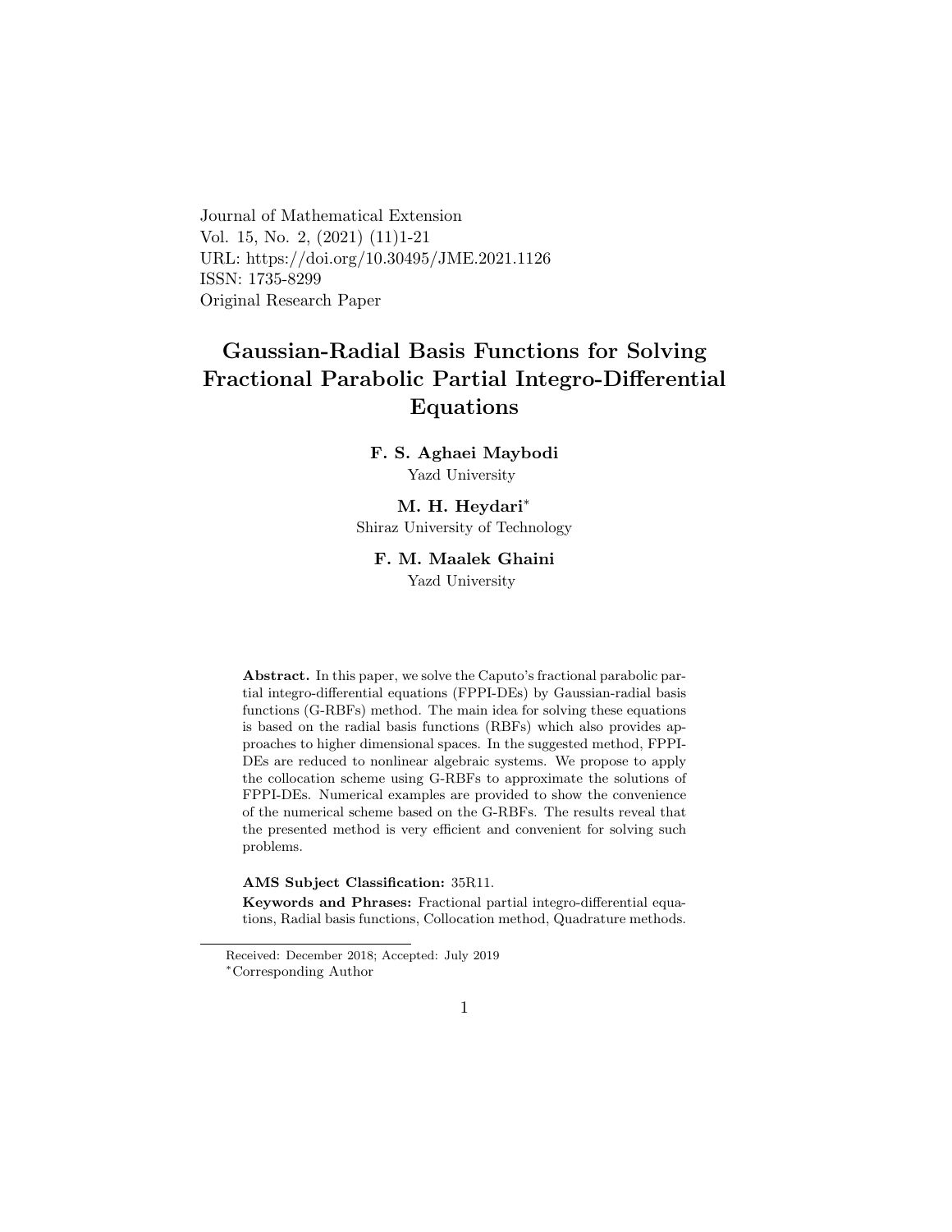Journal of Mathematical Extension
Vol. 15, No. 2, (2021) (11)1-21
URL: https://doi.org/10.30495/JME.2021.1126
ISSN: 1735-8299
Original Research Paper

# Gaussian-Radial Basis Functions for Solving Fractional Parabolic Partial Integro-Differential Equations

**F. S. Aghaei Maybodi**
Yazd University

**M. H. Heydari***
Shiraz University of Technology

**F. M. Maalek Ghaini**
Yazd University

**Abstract.** In this paper, we solve the Caputo's fractional parabolic partial integro-differential equations (FPPI-DEs) by Gaussian-radial basis functions (G-RBFs) method. The main idea for solving these equations is based on the radial basis functions (RBFs) which also provides approaches to higher dimensional spaces. In the suggested method, FPPI-DEs are reduced to nonlinear algebraic systems. We propose to apply the collocation scheme using G-RBFs to approximate the solutions of FPPI-DEs. Numerical examples are provided to show the convenience of the numerical scheme based on the G-RBFs. The results reveal that the presented method is very efficient and convenient for solving such problems.

**AMS Subject Classification:** 35R11.

**Keywords and Phrases:** Fractional partial integro-differential equations, Radial basis functions, Collocation method, Quadrature methods.

---

Received: December 2018; Accepted: July 2019

*Corresponding Author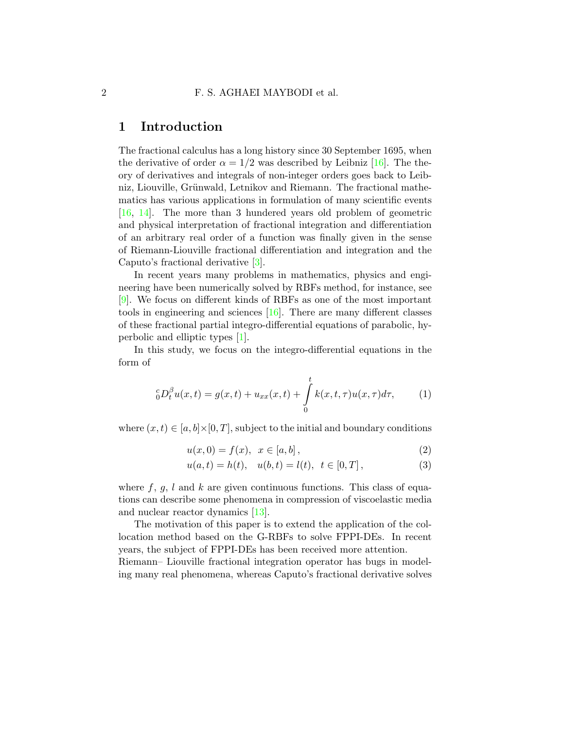## 1 Introduction

The fractional calculus has a long history since 30 September 1695, when the derivative of order $\alpha = 1/2$ was described by Leibniz [16]. The theory of derivatives and integrals of non-integer orders goes back to Leibniz, Liouville, Grünwald, Letnikov and Riemann. The fractional mathematics has various applications in formulation of many scientific events [16, 14]. The more than 3 hundered years old problem of geometric and physical interpretation of fractional integration and differentiation of an arbitrary real order of a function was finally given in the sense of Riemann-Liouville fractional differentiation and integration and the Caputo's fractional derivative [3].

In recent years many problems in mathematics, physics and engineering have been numerically solved by RBFs method, for instance, see [9]. We focus on different kinds of RBFs as one of the most important tools in engineering and sciences [16]. There are many different classes of these fractional partial integro-differential equations of parabolic, hyperbolic and elliptic types [1].

In this study, we focus on the integro-differential equations in the form of

$$ {}_0^cD_t^{\beta} u(x,t) = g(x,t) + u_{xx}(x,t) + \int_0^t k(x,t,\tau)u(x,\tau)d\tau, \tag{1} $$

where $(x,t) \in [a,b] \times [0,T]$, subject to the initial and boundary conditions

$$ u(x,0) = f(x), \quad x \in [a,b]\,, \tag{2} $$

$$ u(a,t) = h(t), \quad u(b,t) = l(t), \quad t \in [0,T]\,, \tag{3} $$

where $f$, $g$, $l$ and $k$ are given continuous functions. This class of equations can describe some phenomena in compression of viscoelastic media and nuclear reactor dynamics [13].

The motivation of this paper is to extend the application of the collocation method based on the G-RBFs to solve FPPI-DEs. In recent years, the subject of FPPI-DEs has been received more attention.
Riemann– Liouville fractional integration operator has bugs in modeling many real phenomena, whereas Caputo's fractional derivative solves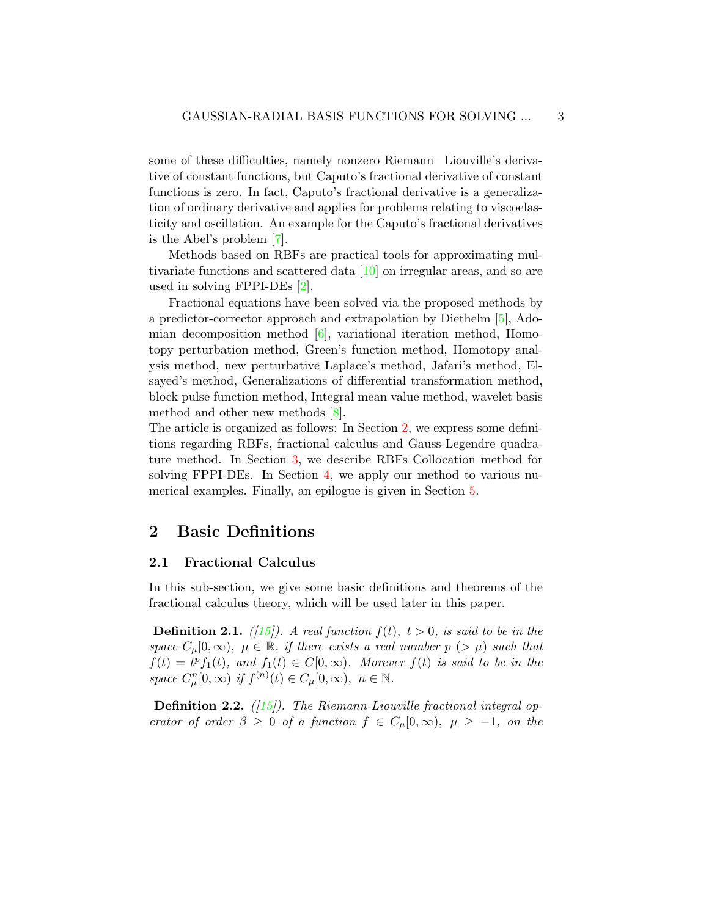some of these difficulties, namely nonzero Riemann– Liouville's derivative of constant functions, but Caputo's fractional derivative of constant functions is zero. In fact, Caputo's fractional derivative is a generalization of ordinary derivative and applies for problems relating to viscoelasticity and oscillation. An example for the Caputo's fractional derivatives is the Abel's problem [7].

Methods based on RBFs are practical tools for approximating multivariate functions and scattered data [10] on irregular areas, and so are used in solving FPPI-DEs [2].

Fractional equations have been solved via the proposed methods by a predictor-corrector approach and extrapolation by Diethelm [5], Adomian decomposition method [6], variational iteration method, Homotopy perturbation method, Green's function method, Homotopy analysis method, new perturbative Laplace's method, Jafari's method, Elsayed's method, Generalizations of differential transformation method, block pulse function method, Integral mean value method, wavelet basis method and other new methods [8].
The article is organized as follows: In Section 2, we express some definitions regarding RBFs, fractional calculus and Gauss-Legendre quadrature method. In Section 3, we describe RBFs Collocation method for solving FPPI-DEs. In Section 4, we apply our method to various numerical examples. Finally, an epilogue is given in Section 5.

## 2 Basic Definitions

### 2.1 Fractional Calculus

In this sub-section, we give some basic definitions and theorems of the fractional calculus theory, which will be used later in this paper.

**Definition 2.1.** *([15]). A real function $f(t)$, $t > 0$, is said to be in the space $C_\mu[0, \infty)$, $\mu \in \mathbb{R}$, if there exists a real number $p$ $(> \mu)$ such that $f(t) = t^p f_1(t)$, and $f_1(t) \in C[0, \infty)$. Morever $f(t)$ is said to be in the space $C_\mu^n[0, \infty)$ if $f^{(n)}(t) \in C_\mu[0, \infty)$, $n \in \mathbb{N}$.*

**Definition 2.2.** *([15]). The Riemann-Liouville fractional integral operator of order $\beta \geq 0$ of a function $f \in C_\mu[0, \infty)$, $\mu \geq -1$, on the*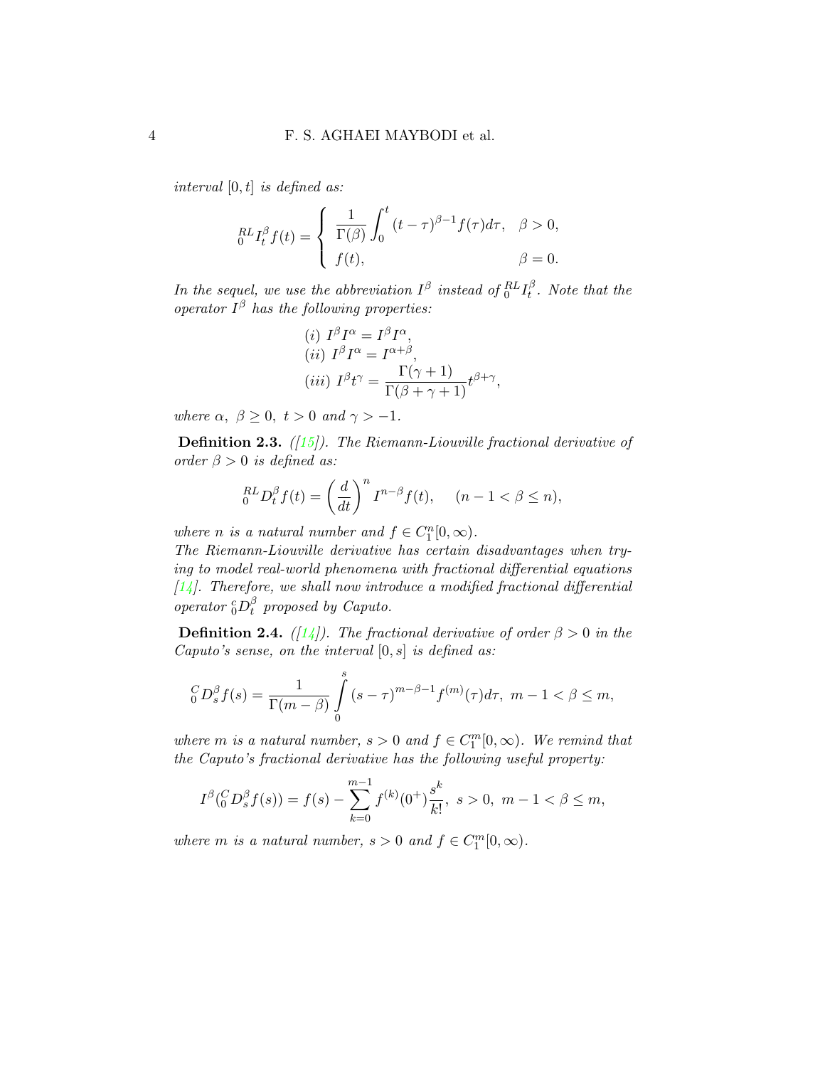*interval $[0, t]$ is defined as:*

$$
{}_{0}^{RL}I_{t}^{\beta}f(t) = \begin{cases} \dfrac{1}{\Gamma(\beta)}\displaystyle\int_{0}^{t}(t-\tau)^{\beta-1}f(\tau)d\tau, & \beta > 0, \\ f(t), & \beta = 0. \end{cases}
$$

*In the sequel, we use the abbreviation $I^{\beta}$ instead of ${}_{0}^{RL}I_{t}^{\beta}$. Note that the operator $I^{\beta}$ has the following properties:*

$$
\begin{aligned}
&(i)\ I^{\beta}I^{\alpha} = I^{\beta}I^{\alpha}, \\
&(ii)\ I^{\beta}I^{\alpha} = I^{\alpha+\beta}, \\
&(iii)\ I^{\beta}t^{\gamma} = \frac{\Gamma(\gamma+1)}{\Gamma(\beta+\gamma+1)}t^{\beta+\gamma},
\end{aligned}
$$

*where $\alpha,\ \beta \geq 0,\ t > 0$ and $\gamma > -1$.*

**Definition 2.3.** *([15]). The Riemann-Liouville fractional derivative of order $\beta > 0$ is defined as:*

$$
{}_{0}^{RL}D_{t}^{\beta}f(t) = \left(\frac{d}{dt}\right)^{n} I^{n-\beta}f(t), \quad (n-1 < \beta \leq n),
$$

*where $n$ is a natural number and $f \in C_{1}^{n}[0, \infty)$.*
*The Riemann-Liouville derivative has certain disadvantages when trying to model real-world phenomena with fractional differential equations [14]. Therefore, we shall now introduce a modified fractional differential operator ${}_{0}^{c}D_{t}^{\beta}$ proposed by Caputo.*

**Definition 2.4.** *([14]). The fractional derivative of order $\beta > 0$ in the Caputo's sense, on the interval $[0, s]$ is defined as:*

$$
{}_{0}^{C}D_{s}^{\beta}f(s) = \frac{1}{\Gamma(m-\beta)}\int_{0}^{s}(s-\tau)^{m-\beta-1}f^{(m)}(\tau)d\tau,\ m-1 < \beta \leq m,
$$

*where $m$ is a natural number, $s > 0$ and $f \in C_{1}^{m}[0, \infty)$. We remind that the Caputo's fractional derivative has the following useful property:*

$$
I^{\beta}({}_{0}^{C}D_{s}^{\beta}f(s)) = f(s) - \sum_{k=0}^{m-1} f^{(k)}(0^{+})\frac{s^{k}}{k!},\ s > 0,\ m-1 < \beta \leq m,
$$

*where $m$ is a natural number, $s > 0$ and $f \in C_{1}^{m}[0, \infty)$.*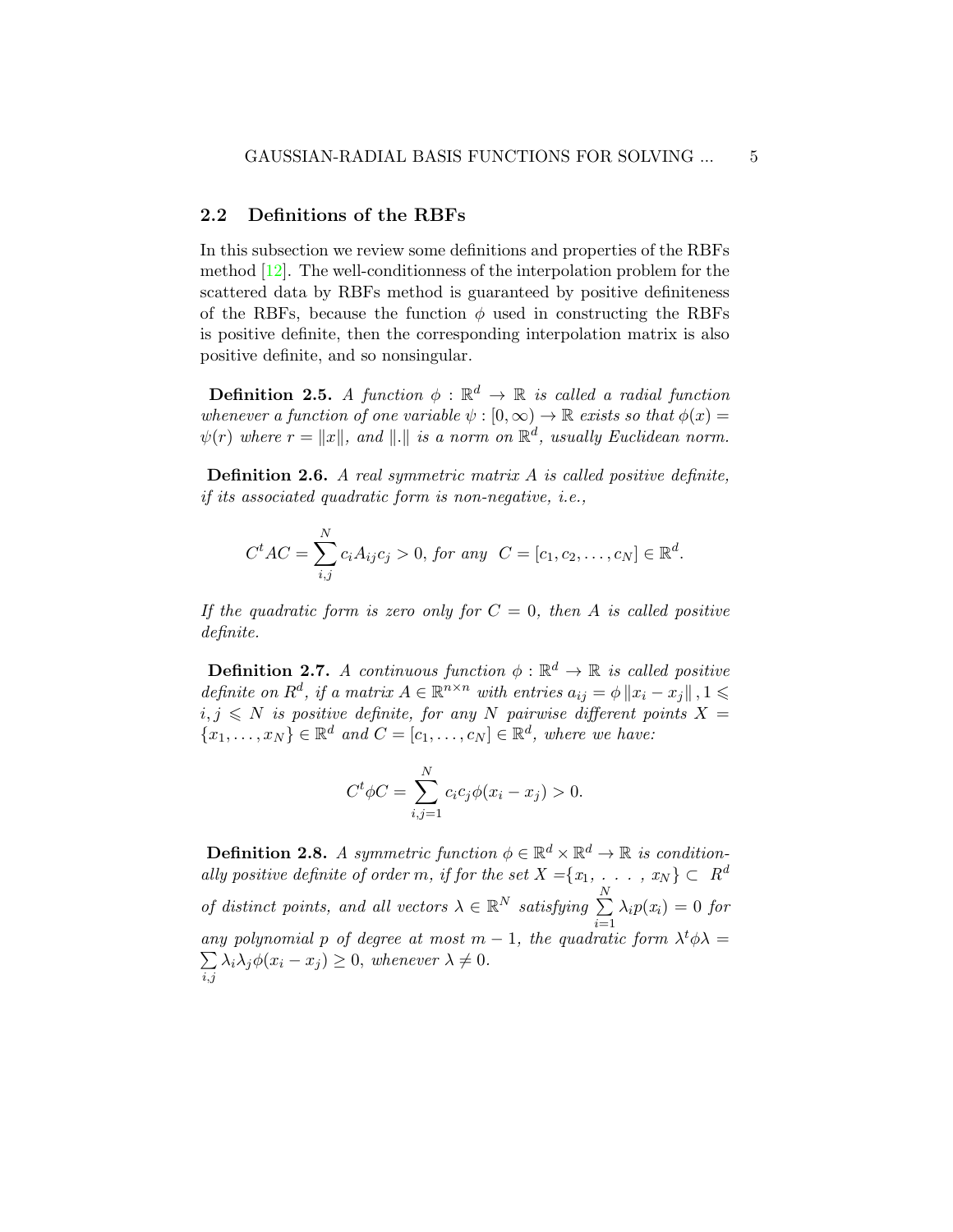## 2.2 Definitions of the RBFs

In this subsection we review some definitions and properties of the RBFs method [12]. The well-conditionness of the interpolation problem for the scattered data by RBFs method is guaranteed by positive definiteness of the RBFs, because the function $\phi$ used in constructing the RBFs is positive definite, then the corresponding interpolation matrix is also positive definite, and so nonsingular.

**Definition 2.5.** *A function $\phi : \mathbb{R}^d \to \mathbb{R}$ is called a radial function whenever a function of one variable $\psi : [0, \infty) \to \mathbb{R}$ exists so that $\phi(x) = \psi(r)$ where $r = \|x\|$, and $\|.\|$ is a norm on $\mathbb{R}^d$, usually Euclidean norm.*

**Definition 2.6.** *A real symmetric matrix $A$ is called positive definite, if its associated quadratic form is non-negative, i.e.,*

$$C^t AC = \sum_{i,j}^{N} c_i A_{ij} c_j > 0, \textit{ for any } \ C = [c_1, c_2, \ldots, c_N] \in \mathbb{R}^d.$$

*If the quadratic form is zero only for $C = 0$, then $A$ is called positive definite.*

**Definition 2.7.** *A continuous function $\phi : \mathbb{R}^d \to \mathbb{R}$ is called positive definite on $R^d$, if a matrix $A \in \mathbb{R}^{n\times n}$ with entries $a_{ij} = \phi \|x_i - x_j\|, 1 \leqslant i, j \leqslant N$ is positive definite, for any $N$ pairwise different points $X = \{x_1, \ldots, x_N\} \in \mathbb{R}^d$ and $C = [c_1, \ldots, c_N] \in \mathbb{R}^d$, where we have:*

$$C^t \phi C = \sum_{i,j=1}^{N} c_i c_j \phi(x_i - x_j) > 0.$$

**Definition 2.8.** *A symmetric function $\phi \in \mathbb{R}^d \times \mathbb{R}^d \to \mathbb{R}$ is conditionally positive definite of order $m$, if for the set $X = \{x_1, \ . \ . \ . \ , \ x_N\} \subset \ R^d$ of distinct points, and all vectors $\lambda \in \mathbb{R}^N$ satisfying $\sum_{i=1}^{N} \lambda_i p(x_i) = 0$ for any polynomial $p$ of degree at most $m - 1$, the quadratic form $\lambda^t \phi \lambda = \sum_{i,j} \lambda_i \lambda_j \phi(x_i - x_j) \geq 0$, whenever $\lambda \neq 0$.*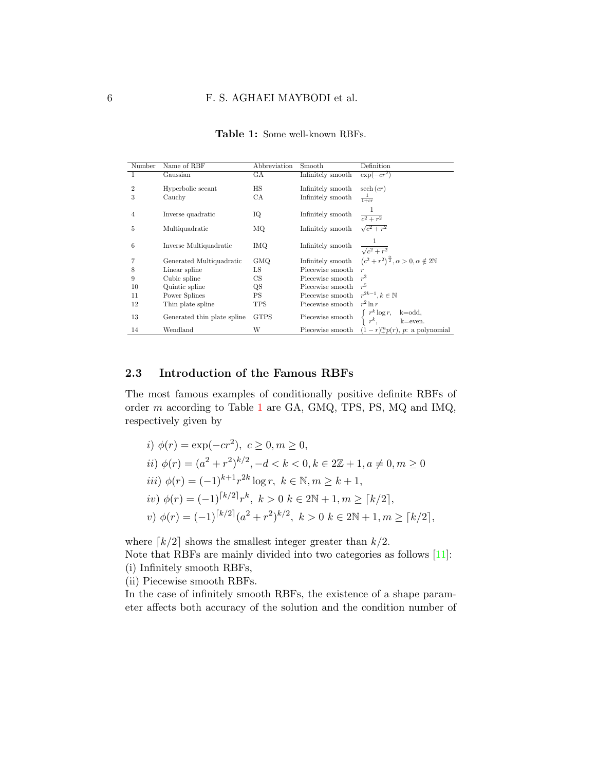**Table 1:** Some well-known RBFs.

| Number | Name of RBF | Abbreviation | Smooth | Definition |
|---|---|---|---|---|
| 1 | Gaussian | GA | Infinitely smooth | $\exp(-cr^2)$ |
| 2 | Hyperbolic secant | HS | Infinitely smooth | $\operatorname{sech}(cr)$ |
| 3 | Cauchy | CA | Infinitely smooth | $\frac{1}{1+cr}$ |
| 4 | Inverse quadratic | IQ | Infinitely smooth | $\dfrac{1}{c^2+r^2}$ |
| 5 | Multiquadratic | MQ | Infinitely smooth | $\sqrt{c^2+r^2}$ |
| 6 | Inverse Multiquadratic | IMQ | Infinitely smooth | $\dfrac{1}{\sqrt{c^2+r^2}}$ |
| 7 | Generated Multiquadratic | GMQ | Infinitely smooth | $\left(c^2+r^2\right)^{\frac{\alpha}{2}}, \alpha>0, \alpha \notin 2\mathbb{N}$ |
| 8 | Linear spline | LS | Piecewise smooth | $r$ |
| 9 | Cubic spline | CS | Piecewise smooth | $r^3$ |
| 10 | Quintic spline | QS | Piecewise smooth | $r^5$ |
| 11 | Power Splines | PS | Piecewise smooth | $r^{2k-1}, k \in \mathbb{N}$ |
| 12 | Thin plate spline | TPS | Piecewise smooth | $r^2 \ln r$ |
| 13 | Generated thin plate spline | GTPS | Piecewise smooth | $\begin{cases} r^k \log r, & \text{k=odd}, \\ r^k, & \text{k=even}. \end{cases}$ |
| 14 | Wendland | W | Piecewise smooth | $(1-r)_+^m p(r)$, $p$: a polynomial |

### 2.3 Introduction of the Famous RBFs

The most famous examples of conditionally positive definite RBFs of order $m$ according to Table 1 are GA, GMQ, TPS, PS, MQ and IMQ, respectively given by

$$
\begin{aligned}
&i)\ \phi(r) = \exp(-cr^2),\ c \geq 0, m \geq 0,\\
&ii)\ \phi(r) = (a^2+r^2)^{k/2}, -d < k < 0, k \in 2\mathbb{Z}+1, a \neq 0, m \geq 0\\
&iii)\ \phi(r) = (-1)^{k+1} r^{2k} \log r,\ k \in \mathbb{N}, m \geq k+1,\\
&iv)\ \phi(r) = (-1)^{\lceil k/2 \rceil} r^k,\ k > 0\ k \in 2\mathbb{N}+1, m \geq \lceil k/2 \rceil,\\
&v)\ \phi(r) = (-1)^{\lceil k/2 \rceil} (a^2+r^2)^{k/2},\ k > 0\ k \in 2\mathbb{N}+1, m \geq \lceil k/2 \rceil,
\end{aligned}
$$

where $\lceil k/2 \rceil$ shows the smallest integer greater than $k/2$.
Note that RBFs are mainly divided into two categories as follows [11]:
(i) Infinitely smooth RBFs,
(ii) Piecewise smooth RBFs.
In the case of infinitely smooth RBFs, the existence of a shape parameter affects both accuracy of the solution and the condition number of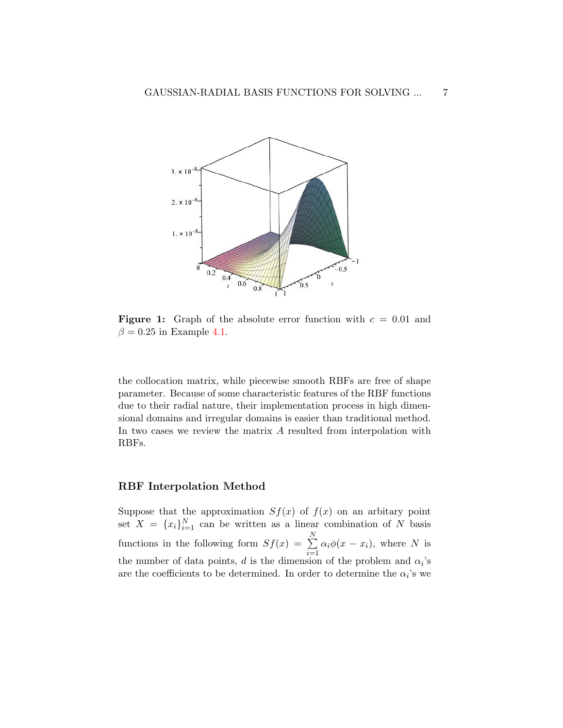**Figure 1:** Graph of the absolute error function with $c = 0.01$ and $\beta = 0.25$ in Example 4.1.

the collocation matrix, while piecewise smooth RBFs are free of shape parameter. Because of some characteristic features of the RBF functions due to their radial nature, their implementation process in high dimensional domains and irregular domains is easier than traditional method. In two cases we review the matrix $A$ resulted from interpolation with RBFs.

### RBF Interpolation Method

Suppose that the approximation $Sf(x)$ of $f(x)$ on an arbitary point set $X = \{x_i\}_{i=1}^{N}$ can be written as a linear combination of $N$ basis functions in the following form $Sf(x) = \sum_{i=1}^{N} \alpha_i \phi(x - x_i)$, where $N$ is the number of data points, $d$ is the dimension of the problem and $\alpha_i$'s are the coefficients to be determined. In order to determine the $\alpha_i$'s we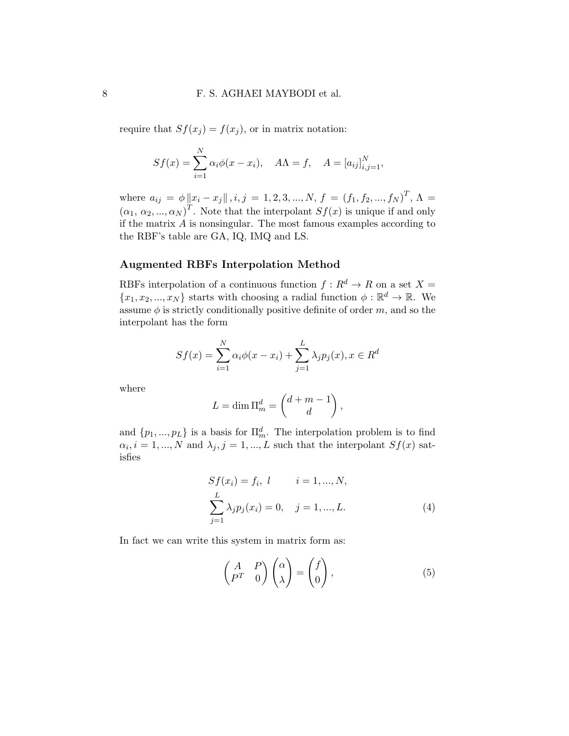require that $Sf(x_j) = f(x_j)$, or in matrix notation:

$$Sf(x) = \sum_{i=1}^{N} \alpha_i \phi(x - x_i), \quad A\Lambda = f, \quad A = [a_{ij}]_{i,j=1}^{N},$$

where $a_{ij} = \phi \|x_i - x_j\|, i, j = 1, 2, 3, ..., N$, $f = (f_1, f_2, ..., f_N)^T$, $\Lambda = (\alpha_1, \alpha_2, ..., \alpha_N)^T$. Note that the interpolant $Sf(x)$ is unique if and only if the matrix $A$ is nonsingular. The most famous examples according to the RBF's table are GA, IQ, IMQ and LS.

### Augmented RBFs Interpolation Method

RBFs interpolation of a continuous function $f : R^d \to R$ on a set $X = \{x_1, x_2, ..., x_N\}$ starts with choosing a radial function $\phi : \mathbb{R}^d \to \mathbb{R}$. We assume $\phi$ is strictly conditionally positive definite of order $m$, and so the interpolant has the form

$$Sf(x) = \sum_{i=1}^{N} \alpha_i \phi(x - x_i) + \sum_{j=1}^{L} \lambda_j p_j(x), x \in R^d$$

where

$$L = \dim \Pi_m^d = \binom{d + m - 1}{d},$$

and $\{p_1, ..., p_L\}$ is a basis for $\Pi_m^d$. The interpolation problem is to find $\alpha_i, i = 1, ..., N$ and $\lambda_j, j = 1, ..., L$ such that the interpolant $Sf(x)$ satisfies

$$\begin{aligned} Sf(x_i) &= f_i, \ l \qquad i = 1, ..., N, \\ \sum_{j=1}^{L} \lambda_j p_j(x_i) &= 0, \quad j = 1, ..., L. \end{aligned} \tag{4}$$

In fact we can write this system in matrix form as:

$$\begin{pmatrix} A & P \\ P^T & 0 \end{pmatrix} \begin{pmatrix} \alpha \\ \lambda \end{pmatrix} = \begin{pmatrix} f \\ 0 \end{pmatrix}, \tag{5}$$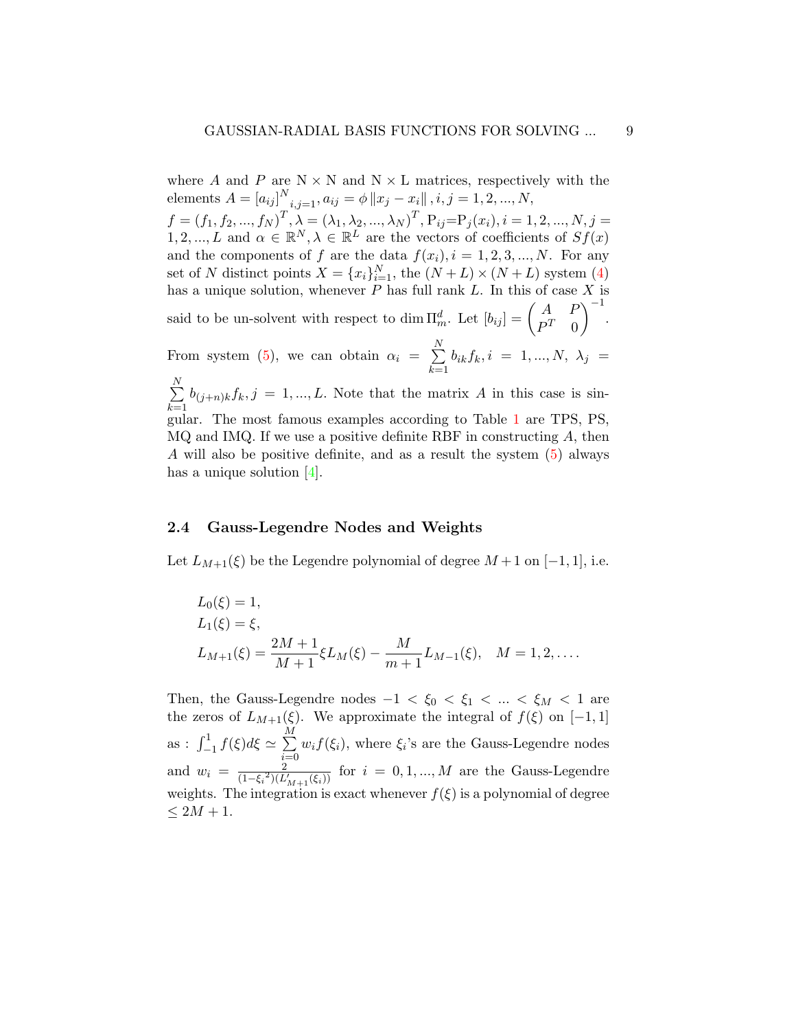where $A$ and $P$ are N × N and N × L matrices, respectively with the elements $A = [a_{ij}]^N_{i,j=1}, a_{ij} = \phi \|x_j - x_i\|, i, j = 1, 2, ..., N,$
$f = (f_1, f_2, ..., f_N)^T, \lambda = (\lambda_1, \lambda_2, ..., \lambda_N)^T$, $\mathrm{P}_{ij}$=$\mathrm{P}_j(x_i), i = 1, 2, ..., N, j = 1, 2, ..., L$ and $\alpha \in \mathbb{R}^N, \lambda \in \mathbb{R}^L$ are the vectors of coefficients of $Sf(x)$ and the components of $f$ are the data $f(x_i), i = 1, 2, 3, ..., N$. For any set of $N$ distinct points $X = \{x_i\}_{i=1}^N$, the $(N + L) \times (N + L)$ system (4) has a unique solution, whenever $P$ has full rank $L$. In this of case $X$ is said to be un-solvent with respect to $\dim \Pi_m^d$. Let $[b_{ij}] = \begin{pmatrix} A & P \\ P^T & 0 \end{pmatrix}^{-1}$. From system (5), we can obtain $\alpha_i = \sum\limits_{k=1}^{N} b_{ik} f_k, i = 1, ..., N,$ $\lambda_j = \sum\limits_{k=1}^{N} b_{(j+n)k} f_k, j = 1, ..., L$. Note that the matrix $A$ in this case is singular. The most famous examples according to Table 1 are TPS, PS, MQ and IMQ. If we use a positive definite RBF in constructing $A$, then $A$ will also be positive definite, and as a result the system (5) always has a unique solution [4].

## 2.4 Gauss-Legendre Nodes and Weights

Let $L_{M+1}(\xi)$ be the Legendre polynomial of degree $M+1$ on $[-1, 1]$, i.e.

$$
\begin{aligned}
&L_0(\xi) = 1, \\
&L_1(\xi) = \xi, \\
&L_{M+1}(\xi) = \frac{2M+1}{M+1}\xi L_M(\xi) - \frac{M}{m+1}L_{M-1}(\xi), \quad M = 1, 2, \ldots.
\end{aligned}
$$

Then, the Gauss-Legendre nodes $-1 < \xi_0 < \xi_1 < ... < \xi_M < 1$ are the zeros of $L_{M+1}(\xi)$. We approximate the integral of $f(\xi)$ on $[-1, 1]$ as : $\int_{-1}^{1} f(\xi)d\xi \simeq \sum\limits_{i=0}^{M} w_i f(\xi_i)$, where $\xi_i$'s are the Gauss-Legendre nodes and $w_i = \frac{2}{(1-{\xi_i}^2)(L'_{M+1}(\xi_i))}$ for $i = 0, 1, ..., M$ are the Gauss-Legendre weights. The integration is exact whenever $f(\xi)$ is a polynomial of degree $\leq 2M + 1$.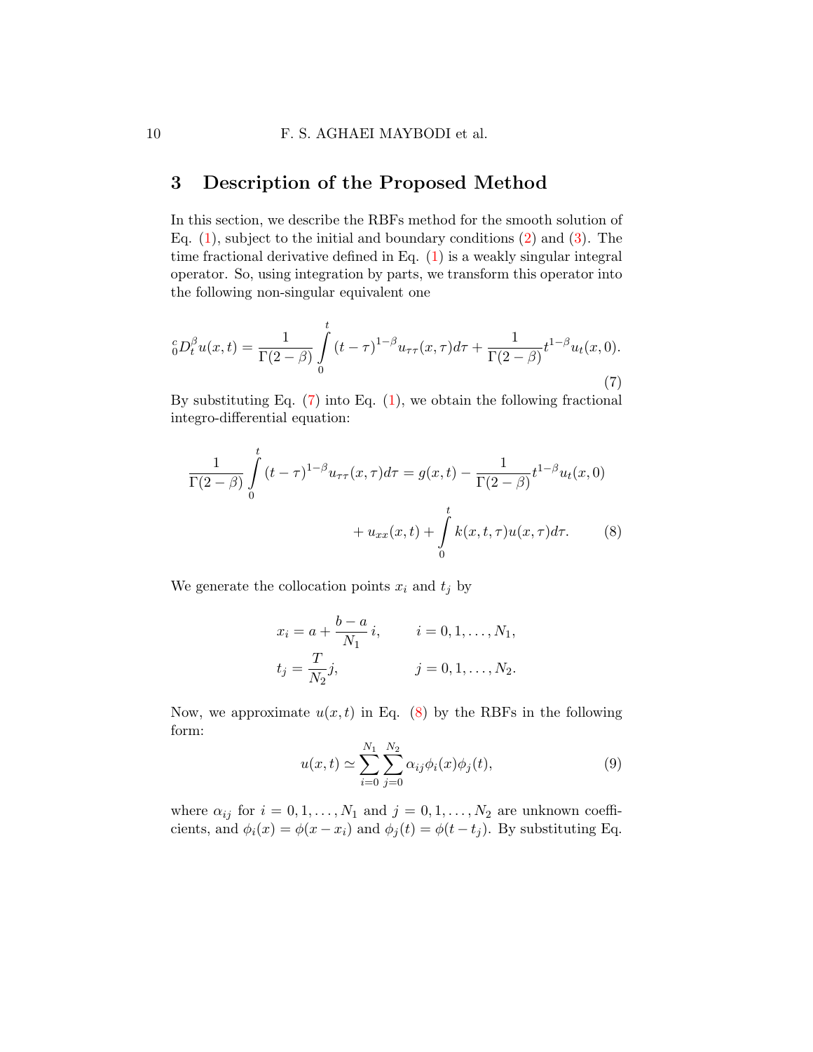## 3 Description of the Proposed Method

In this section, we describe the RBFs method for the smooth solution of Eq. (1), subject to the initial and boundary conditions (2) and (3). The time fractional derivative defined in Eq. (1) is a weakly singular integral operator. So, using integration by parts, we transform this operator into the following non-singular equivalent one

$$
{}_0^c D_t^{\beta} u(x,t) = \frac{1}{\Gamma(2-\beta)} \int_0^t (t-\tau)^{1-\beta} u_{\tau\tau}(x,\tau) d\tau + \frac{1}{\Gamma(2-\beta)} t^{1-\beta} u_t(x,0). \tag{7}
$$

By substituting Eq. (7) into Eq. (1), we obtain the following fractional integro-differential equation:

$$
\begin{aligned}
\frac{1}{\Gamma(2-\beta)} \int_0^t (t-\tau)^{1-\beta} u_{\tau\tau}(x,\tau) d\tau = g(x,t) - \frac{1}{\Gamma(2-\beta)} t^{1-\beta} u_t(x,0) \\
+ u_{xx}(x,t) + \int_0^t k(x,t,\tau) u(x,\tau) d\tau.
\end{aligned} \tag{8}
$$

We generate the collocation points $x_i$ and $t_j$ by

$$
\begin{aligned}
x_i &= a + \frac{b-a}{N_1} i, \qquad && i = 0, 1, \ldots, N_1, \\
t_j &= \frac{T}{N_2} j, && j = 0, 1, \ldots, N_2.
\end{aligned}
$$

Now, we approximate $u(x,t)$ in Eq. (8) by the RBFs in the following form:

$$
u(x,t) \simeq \sum_{i=0}^{N_1} \sum_{j=0}^{N_2} \alpha_{ij} \phi_i(x) \phi_j(t), \tag{9}
$$

where $\alpha_{ij}$ for $i = 0, 1, \ldots, N_1$ and $j = 0, 1, \ldots, N_2$ are unknown coefficients, and $\phi_i(x) = \phi(x - x_i)$ and $\phi_j(t) = \phi(t - t_j)$. By substituting Eq.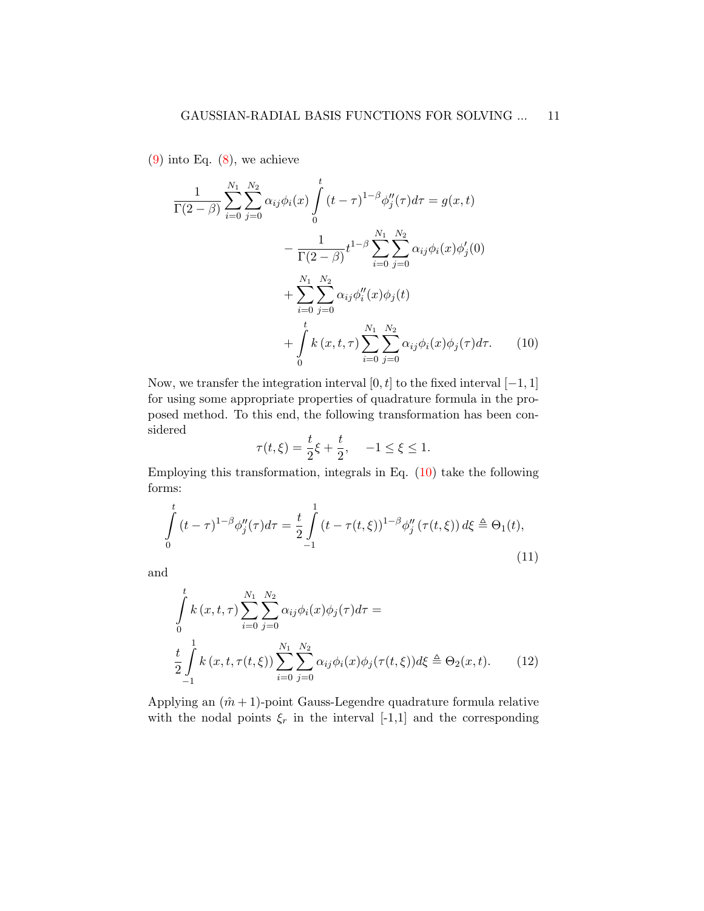(9) into Eq. (8), we achieve

$$
\begin{aligned}
\frac{1}{\Gamma(2-\beta)} \sum_{i=0}^{N_1} \sum_{j=0}^{N_2} \alpha_{ij} \phi_i(x) \int_0^t (t-\tau)^{1-\beta} \phi_j''(\tau) d\tau = g(x,t) \\
- \frac{1}{\Gamma(2-\beta)} t^{1-\beta} \sum_{i=0}^{N_1} \sum_{j=0}^{N_2} \alpha_{ij} \phi_i(x) \phi_j'(0) \\
+ \sum_{i=0}^{N_1} \sum_{j=0}^{N_2} \alpha_{ij} \phi_i''(x) \phi_j(t) \\
+ \int_0^t k(x,t,\tau) \sum_{i=0}^{N_1} \sum_{j=0}^{N_2} \alpha_{ij} \phi_i(x) \phi_j(\tau) d\tau. \qquad (10)
\end{aligned}
$$

Now, we transfer the integration interval $[0,t]$ to the fixed interval $[-1,1]$ for using some appropriate properties of quadrature formula in the proposed method. To this end, the following transformation has been considered

$$
\tau(t,\xi) = \frac{t}{2}\xi + \frac{t}{2}, \quad -1 \leq \xi \leq 1.
$$

Employing this transformation, integrals in Eq. (10) take the following forms:

$$
\int_0^t (t-\tau)^{1-\beta} \phi_j''(\tau) d\tau = \frac{t}{2} \int_{-1}^{1} (t-\tau(t,\xi))^{1-\beta} \phi_j''(\tau(t,\xi)) d\xi \triangleq \Theta_1(t), \tag{11}
$$

and

$$
\begin{aligned}
&\int_0^t k(x,t,\tau) \sum_{i=0}^{N_1} \sum_{j=0}^{N_2} \alpha_{ij} \phi_i(x) \phi_j(\tau) d\tau = \\
&\frac{t}{2} \int_{-1}^{1} k(x,t,\tau(t,\xi)) \sum_{i=0}^{N_1} \sum_{j=0}^{N_2} \alpha_{ij} \phi_i(x) \phi_j(\tau(t,\xi)) d\xi \triangleq \Theta_2(x,t). \qquad (12)
\end{aligned}
$$

Applying an $(\hat{m}+1)$-point Gauss-Legendre quadrature formula relative with the nodal points $\xi_r$ in the interval [-1,1] and the corresponding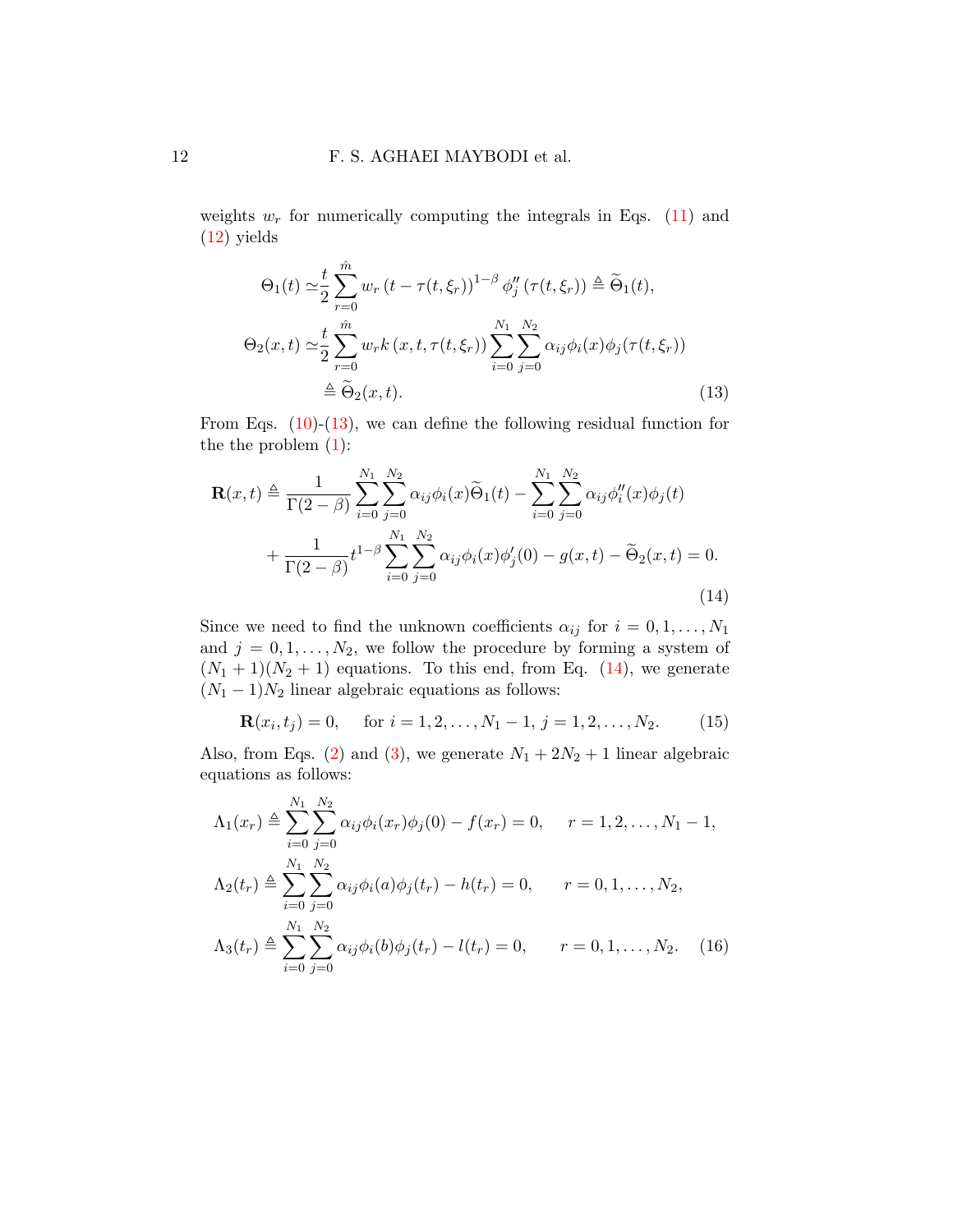weights $w_r$ for numerically computing the integrals in Eqs. (11) and (12) yields

$$
\begin{aligned}
\Theta_1(t) &\simeq \frac{t}{2}\sum_{r=0}^{\hat{m}} w_r \left(t-\tau(t,\xi_r)\right)^{1-\beta} \phi_j''\left(\tau(t,\xi_r)\right) \triangleq \widetilde{\Theta}_1(t), \\
\Theta_2(x,t) &\simeq \frac{t}{2}\sum_{r=0}^{\hat{m}} w_r k\left(x,t,\tau(t,\xi_r)\right) \sum_{i=0}^{N_1}\sum_{j=0}^{N_2} \alpha_{ij}\phi_i(x)\phi_j(\tau(t,\xi_r)) \\
&\triangleq \widetilde{\Theta}_2(x,t).
\end{aligned} \tag{13}
$$

From Eqs. (10)-(13), we can define the following residual function for the the problem (1):

$$
\begin{aligned}
\mathbf{R}(x,t) \triangleq \frac{1}{\Gamma(2-\beta)} &\sum_{i=0}^{N_1}\sum_{j=0}^{N_2} \alpha_{ij}\phi_i(x)\widetilde{\Theta}_1(t) - \sum_{i=0}^{N_1}\sum_{j=0}^{N_2} \alpha_{ij}\phi_i''(x)\phi_j(t) \\
&+ \frac{1}{\Gamma(2-\beta)} t^{1-\beta} \sum_{i=0}^{N_1}\sum_{j=0}^{N_2} \alpha_{ij}\phi_i(x)\phi_j'(0) - g(x,t) - \widetilde{\Theta}_2(x,t) = 0.
\end{aligned} \tag{14}
$$

Since we need to find the unknown coefficients $\alpha_{ij}$ for $i = 0,1,\ldots,N_1$ and $j = 0,1,\ldots,N_2$, we follow the procedure by forming a system of $(N_1+1)(N_2+1)$ equations. To this end, from Eq. (14), we generate $(N_1-1)N_2$ linear algebraic equations as follows:

$$
\mathbf{R}(x_i,t_j) = 0, \quad \text{for } i = 1,2,\ldots,N_1-1,\ j = 1,2,\ldots,N_2. \tag{15}
$$

Also, from Eqs. (2) and (3), we generate $N_1 + 2N_2 + 1$ linear algebraic equations as follows:

$$
\begin{aligned}
\Lambda_1(x_r) &\triangleq \sum_{i=0}^{N_1}\sum_{j=0}^{N_2} \alpha_{ij}\phi_i(x_r)\phi_j(0) - f(x_r) = 0, \quad r = 1,2,\ldots,N_1-1, \\
\Lambda_2(t_r) &\triangleq \sum_{i=0}^{N_1}\sum_{j=0}^{N_2} \alpha_{ij}\phi_i(a)\phi_j(t_r) - h(t_r) = 0, \quad r = 0,1,\ldots,N_2, \\
\Lambda_3(t_r) &\triangleq \sum_{i=0}^{N_1}\sum_{j=0}^{N_2} \alpha_{ij}\phi_i(b)\phi_j(t_r) - l(t_r) = 0, \quad r = 0,1,\ldots,N_2.
\end{aligned} \tag{16}
$$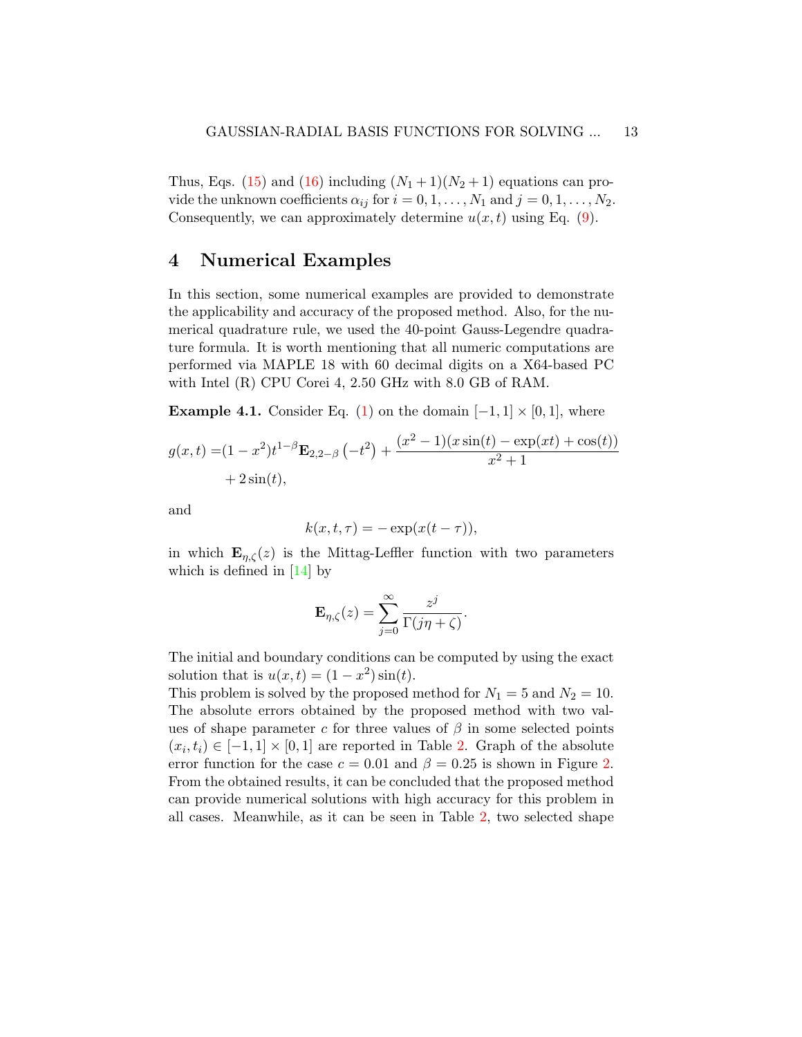Thus, Eqs. (15) and (16) including $(N_1+1)(N_2+1)$ equations can provide the unknown coefficients $\alpha_{ij}$ for $i = 0, 1, \ldots, N_1$ and $j = 0, 1, \ldots, N_2$. Consequently, we can approximately determine $u(x,t)$ using Eq. (9).

## 4 Numerical Examples

In this section, some numerical examples are provided to demonstrate the applicability and accuracy of the proposed method. Also, for the numerical quadrature rule, we used the 40-point Gauss-Legendre quadrature formula. It is worth mentioning that all numeric computations are performed via MAPLE 18 with 60 decimal digits on a X64-based PC with Intel (R) CPU Corei 4, 2.50 GHz with 8.0 GB of RAM.

**Example 4.1.** Consider Eq. (1) on the domain $[-1,1]\times[0,1]$, where

$$
\begin{aligned}
g(x,t) =& (1-x^2)t^{1-\beta}\mathbf{E}_{2,2-\beta}\left(-t^2\right) + \frac{(x^2-1)(x\sin(t) - \exp(xt) + \cos(t))}{x^2+1} \\
&+ 2\sin(t),
\end{aligned}
$$

and

$$
k(x,t,\tau) = -\exp(x(t-\tau)),
$$

in which $\mathbf{E}_{\eta,\zeta}(z)$ is the Mittag-Leffler function with two parameters which is defined in [14] by

$$
\mathbf{E}_{\eta,\zeta}(z) = \sum_{j=0}^{\infty} \frac{z^j}{\Gamma(j\eta+\zeta)}.
$$

The initial and boundary conditions can be computed by using the exact solution that is $u(x,t) = (1-x^2)\sin(t)$.

This problem is solved by the proposed method for $N_1 = 5$ and $N_2 = 10$. The absolute errors obtained by the proposed method with two values of shape parameter $c$ for three values of $\beta$ in some selected points $(x_i, t_i) \in [-1,1]\times[0,1]$ are reported in Table 2. Graph of the absolute error function for the case $c = 0.01$ and $\beta = 0.25$ is shown in Figure 2. From the obtained results, it can be concluded that the proposed method can provide numerical solutions with high accuracy for this problem in all cases. Meanwhile, as it can be seen in Table 2, two selected shape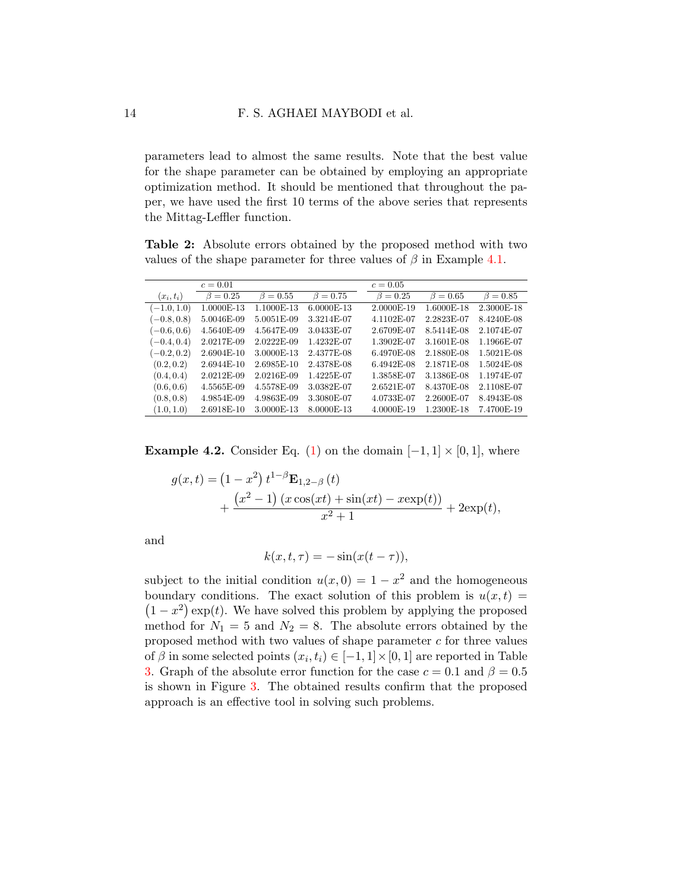parameters lead to almost the same results. Note that the best value for the shape parameter can be obtained by employing an appropriate optimization method. It should be mentioned that throughout the paper, we have used the first 10 terms of the above series that represents the Mittag-Leffler function.

**Table 2:** Absolute errors obtained by the proposed method with two values of the shape parameter for three values of $\beta$ in Example 4.1.

| | $c = 0.01$ | | | $c = 0.05$ | | |
|---|---|---|---|---|---|---|
| $(x_i, t_i)$ | $\beta = 0.25$ | $\beta = 0.55$ | $\beta = 0.75$ | $\beta = 0.25$ | $\beta = 0.65$ | $\beta = 0.85$ |
| $(-1.0, 1.0)$ | 1.0000E-13 | 1.1000E-13 | 6.0000E-13 | 2.0000E-19 | 1.6000E-18 | 2.3000E-18 |
| $(-0.8, 0.8)$ | 5.0046E-09 | 5.0051E-09 | 3.3214E-07 | 4.1102E-07 | 2.2823E-07 | 8.4240E-08 |
| $(-0.6, 0.6)$ | 4.5640E-09 | 4.5647E-09 | 3.0433E-07 | 2.6709E-07 | 8.5414E-08 | 2.1074E-07 |
| $(-0.4, 0.4)$ | 2.0217E-09 | 2.0222E-09 | 1.4232E-07 | 1.3902E-07 | 3.1601E-08 | 1.1966E-07 |
| $(-0.2, 0.2)$ | 2.6904E-10 | 3.0000E-13 | 2.4377E-08 | 6.4970E-08 | 2.1880E-08 | 1.5021E-08 |
| $(0.2, 0.2)$ | 2.6944E-10 | 2.6985E-10 | 2.4378E-08 | 6.4942E-08 | 2.1871E-08 | 1.5024E-08 |
| $(0.4, 0.4)$ | 2.0212E-09 | 2.0216E-09 | 1.4225E-07 | 1.3858E-07 | 3.1386E-08 | 1.1974E-07 |
| $(0.6, 0.6)$ | 4.5565E-09 | 4.5578E-09 | 3.0382E-07 | 2.6521E-07 | 8.4370E-08 | 2.1108E-07 |
| $(0.8, 0.8)$ | 4.9854E-09 | 4.9863E-09 | 3.3080E-07 | 4.0733E-07 | 2.2600E-07 | 8.4943E-08 |
| $(1.0, 1.0)$ | 2.6918E-10 | 3.0000E-13 | 8.0000E-13 | 4.0000E-19 | 1.2300E-18 | 7.4700E-19 |

**Example 4.2.** Consider Eq. (1) on the domain $[-1, 1] \times [0, 1]$, where

$$g(x,t) = \left(1 - x^2\right) t^{1-\beta} \mathbf{E}_{1,2-\beta}(t) + \frac{\left(x^2 - 1\right)\left(x\cos(xt) + \sin(xt) - x\exp(t)\right)}{x^2 + 1} + 2\exp(t),$$

and

$$k(x, t, \tau) = -\sin(x(t - \tau)),$$

subject to the initial condition $u(x, 0) = 1 - x^2$ and the homogeneous boundary conditions. The exact solution of this problem is $u(x,t) = \left(1 - x^2\right)\exp(t)$. We have solved this problem by applying the proposed method for $N_1 = 5$ and $N_2 = 8$. The absolute errors obtained by the proposed method with two values of shape parameter $c$ for three values of $\beta$ in some selected points $(x_i, t_i) \in [-1, 1] \times [0, 1]$ are reported in Table 3. Graph of the absolute error function for the case $c = 0.1$ and $\beta = 0.5$ is shown in Figure 3. The obtained results confirm that the proposed approach is an effective tool in solving such problems.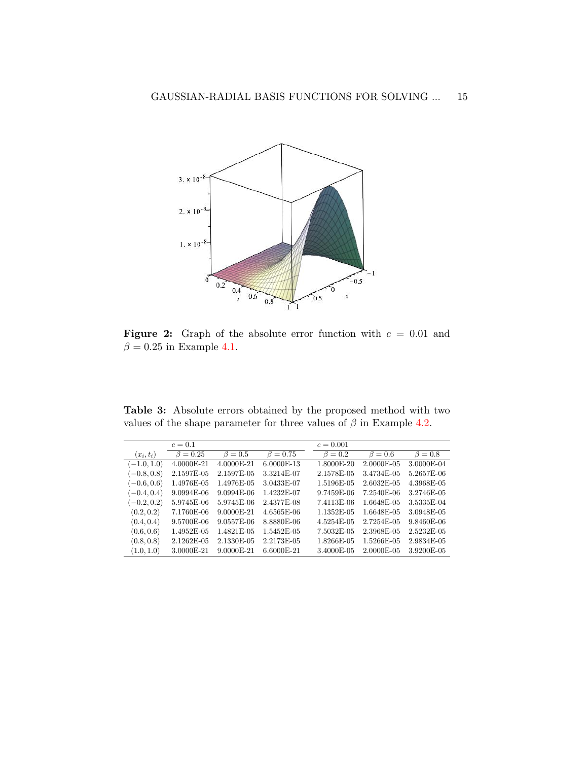**Figure 2:** Graph of the absolute error function with $c = 0.01$ and $\beta = 0.25$ in Example 4.1.

**Table 3:** Absolute errors obtained by the proposed method with two values of the shape parameter for three values of $\beta$ in Example 4.2.

| | $c = 0.1$ | | | $c = 0.001$ | | |
|---|---|---|---|---|---|---|
| $(x_i, t_i)$ | $\beta = 0.25$ | $\beta = 0.5$ | $\beta = 0.75$ | $\beta = 0.2$ | $\beta = 0.6$ | $\beta = 0.8$ |
| $(-1.0, 1.0)$ | 4.0000E-21 | 4.0000E-21 | 6.0000E-13 | 1.8000E-20 | 2.0000E-05 | 3.0000E-04 |
| $(-0.8, 0.8)$ | 2.1597E-05 | 2.1597E-05 | 3.3214E-07 | 2.1578E-05 | 3.4734E-05 | 5.2657E-06 |
| $(-0.6, 0.6)$ | 1.4976E-05 | 1.4976E-05 | 3.0433E-07 | 1.5196E-05 | 2.6032E-05 | 4.3968E-05 |
| $(-0.4, 0.4)$ | 9.0994E-06 | 9.0994E-06 | 1.4232E-07 | 9.7459E-06 | 7.2540E-06 | 3.2746E-05 |
| $(-0.2, 0.2)$ | 5.9745E-06 | 5.9745E-06 | 2.4377E-08 | 7.4113E-06 | 1.6648E-05 | 3.5335E-04 |
| $(0.2, 0.2)$ | 7.1760E-06 | 9.0000E-21 | 4.6565E-06 | 1.1352E-05 | 1.6648E-05 | 3.0948E-05 |
| $(0.4, 0.4)$ | 9.5700E-06 | 9.0557E-06 | 8.8880E-06 | 4.5254E-05 | 2.7254E-05 | 9.8460E-06 |
| $(0.6, 0.6)$ | 1.4952E-05 | 1.4821E-05 | 1.5452E-05 | 7.5032E-05 | 2.3968E-05 | 2.5232E-05 |
| $(0.8, 0.8)$ | 2.1262E-05 | 2.1330E-05 | 2.2173E-05 | 1.8266E-05 | 1.5266E-05 | 2.9834E-05 |
| $(1.0, 1.0)$ | 3.0000E-21 | 9.0000E-21 | 6.6000E-21 | 3.4000E-05 | 2.0000E-05 | 3.9200E-05 |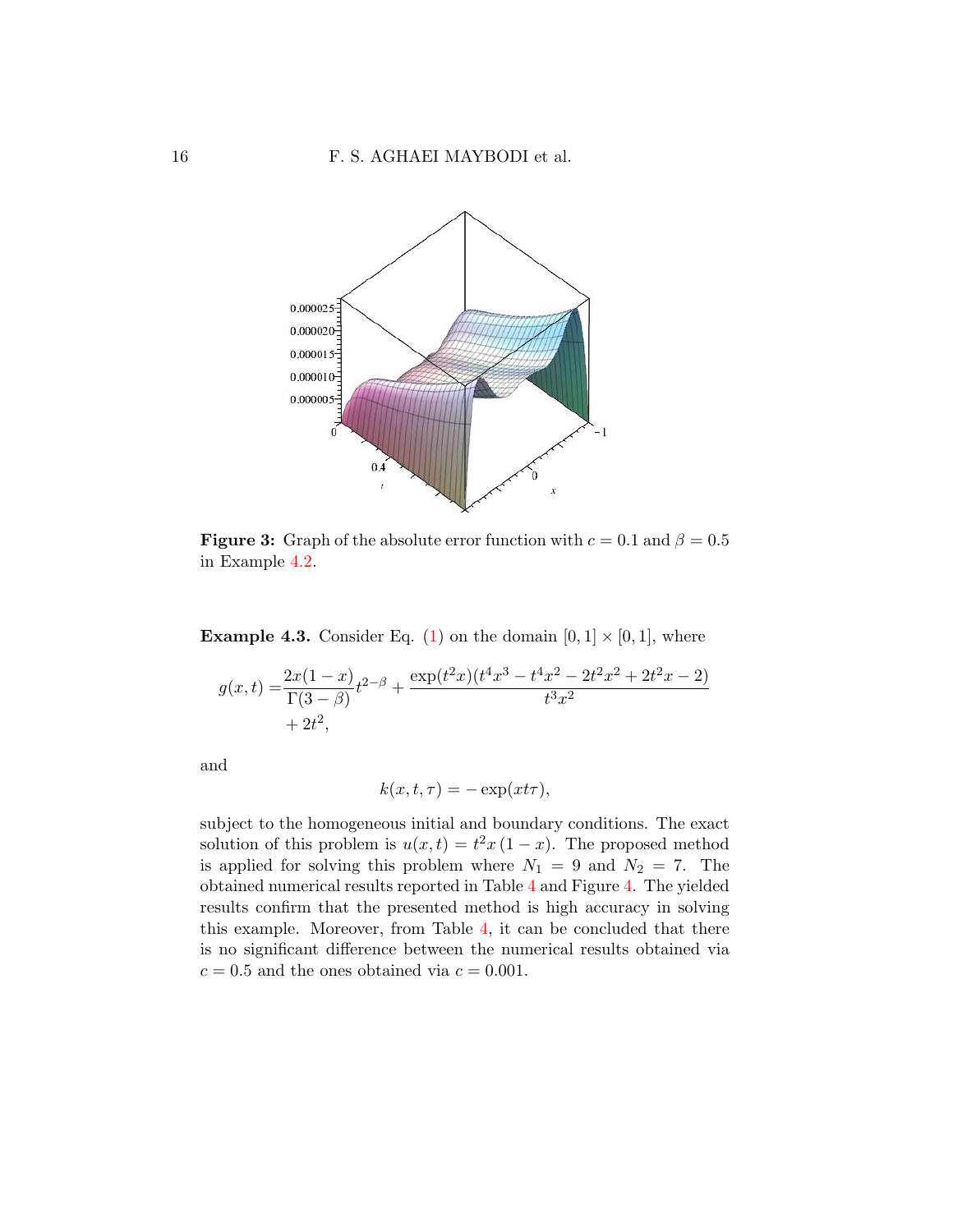**Figure 3:** Graph of the absolute error function with $c = 0.1$ and $\beta = 0.5$ in Example 4.2.

**Example 4.3.** Consider Eq. (1) on the domain $[0, 1] \times [0, 1]$, where

$$g(x,t) = \frac{2x(1-x)}{\Gamma(3-\beta)} t^{2-\beta} + \frac{\exp(t^2 x)(t^4 x^3 - t^4 x^2 - 2t^2 x^2 + 2t^2 x - 2)}{t^3 x^2} + 2t^2,$$

and

$$k(x,t,\tau) = -\exp(xt\tau),$$

subject to the homogeneous initial and boundary conditions. The exact solution of this problem is $u(x,t) = t^2 x\,(1-x)$. The proposed method is applied for solving this problem where $N_1 = 9$ and $N_2 = 7$. The obtained numerical results reported in Table 4 and Figure 4. The yielded results confirm that the presented method is high accuracy in solving this example. Moreover, from Table 4, it can be concluded that there is no significant difference between the numerical results obtained via $c = 0.5$ and the ones obtained via $c = 0.001$.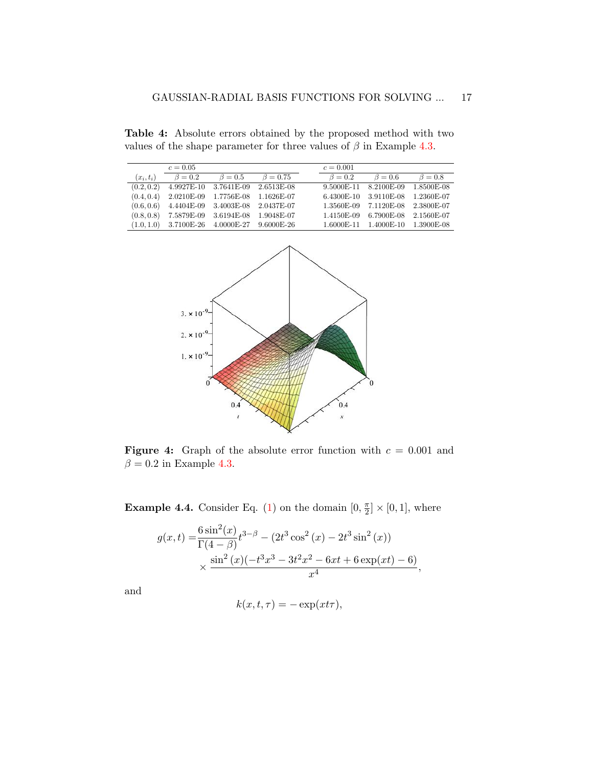**Table 4:** Absolute errors obtained by the proposed method with two values of the shape parameter for three values of $\beta$ in Example 4.3.

| | $c = 0.05$ | | | $c = 0.001$ | | |
|---|---|---|---|---|---|---|
| $(x_i, t_i)$ | $\beta = 0.2$ | $\beta = 0.5$ | $\beta = 0.75$ | $\beta = 0.2$ | $\beta = 0.6$ | $\beta = 0.8$ |
| $(0.2, 0.2)$ | 4.9927E-10 | 3.7641E-09 | 2.6513E-08 | 9.5000E-11 | 8.2100E-09 | 1.8500E-08 |
| $(0.4, 0.4)$ | 2.0210E-09 | 1.7756E-08 | 1.1626E-07 | 6.4300E-10 | 3.9110E-08 | 1.2360E-07 |
| $(0.6, 0.6)$ | 4.4404E-09 | 3.4003E-08 | 2.0437E-07 | 1.3560E-09 | 7.1120E-08 | 2.3800E-07 |
| $(0.8, 0.8)$ | 7.5879E-09 | 3.6194E-08 | 1.9048E-07 | 1.4150E-09 | 6.7900E-08 | 2.1560E-07 |
| $(1.0, 1.0)$ | 3.7100E-26 | 4.0000E-27 | 9.6000E-26 | 1.6000E-11 | 1.4000E-10 | 1.3900E-08 |

**Figure 4:** Graph of the absolute error function with $c = 0.001$ and $\beta = 0.2$ in Example 4.3.

**Example 4.4.** Consider Eq. (1) on the domain $[0, \frac{\pi}{2}] \times [0, 1]$, where

$$
\begin{aligned}
g(x,t) =& \frac{6\sin^2(x)}{\Gamma(4-\beta)} t^{3-\beta} - (2t^3\cos^2(x) - 2t^3\sin^2(x)) \\
&\times \frac{\sin^2(x)(-t^3x^3 - 3t^2x^2 - 6xt + 6\exp(xt) - 6)}{x^4},
\end{aligned}
$$

and

$$
k(x,t,\tau) = -\exp(xt\tau),
$$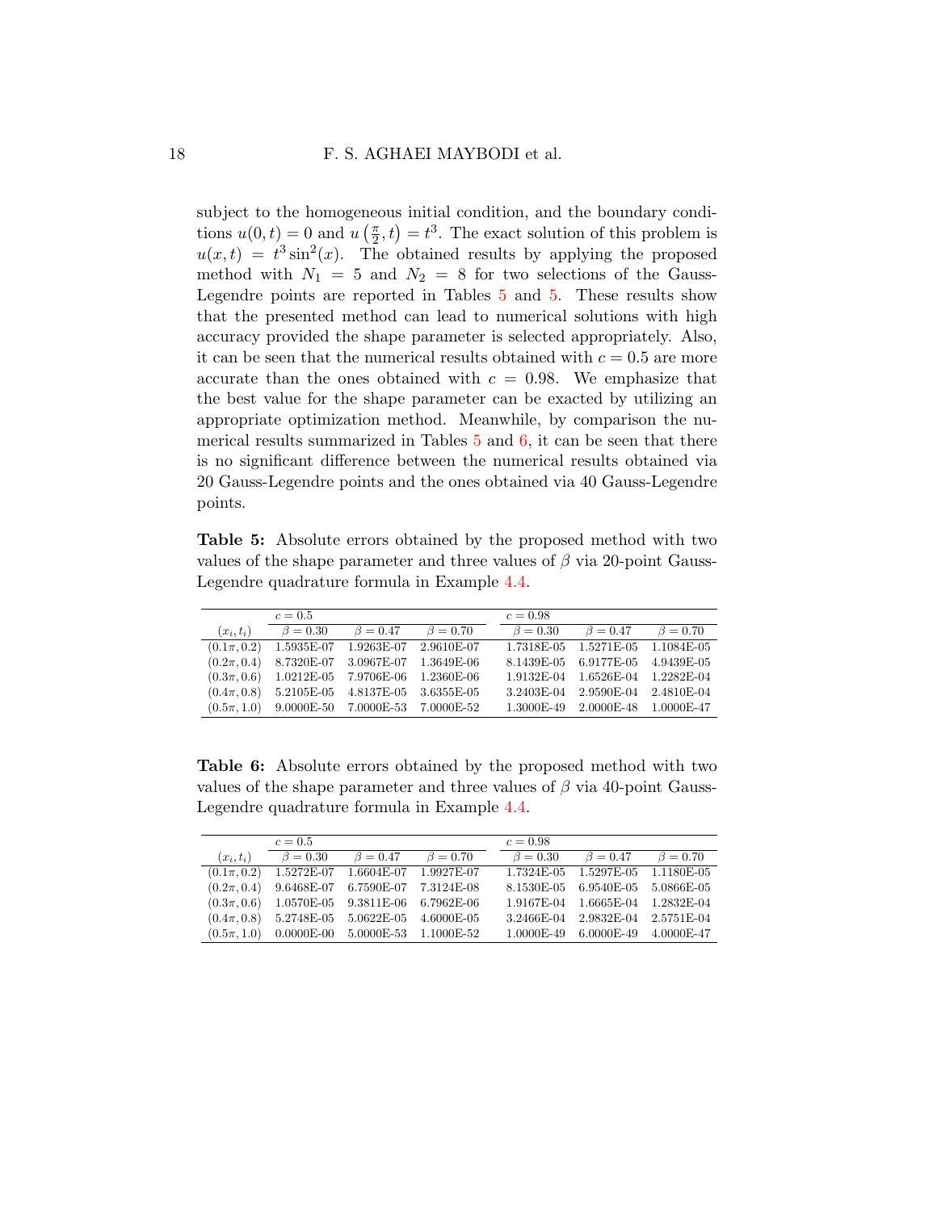subject to the homogeneous initial condition, and the boundary conditions $u(0,t) = 0$ and $u\left(\frac{\pi}{2}, t\right) = t^3$. The exact solution of this problem is $u(x,t) = t^3 \sin^2(x)$. The obtained results by applying the proposed method with $N_1 = 5$ and $N_2 = 8$ for two selections of the Gauss-Legendre points are reported in Tables 5 and 5. These results show that the presented method can lead to numerical solutions with high accuracy provided the shape parameter is selected appropriately. Also, it can be seen that the numerical results obtained with $c = 0.5$ are more accurate than the ones obtained with $c = 0.98$. We emphasize that the best value for the shape parameter can be exacted by utilizing an appropriate optimization method. Meanwhile, by comparison the numerical results summarized in Tables 5 and 6, it can be seen that there is no significant difference between the numerical results obtained via 20 Gauss-Legendre points and the ones obtained via 40 Gauss-Legendre points.

**Table 5:** Absolute errors obtained by the proposed method with two values of the shape parameter and three values of $\beta$ via 20-point Gauss-Legendre quadrature formula in Example 4.4.

| | $c = 0.5$ | | | $c = 0.98$ | | |
|---|---|---|---|---|---|---|
| $(x_i, t_i)$ | $\beta = 0.30$ | $\beta = 0.47$ | $\beta = 0.70$ | $\beta = 0.30$ | $\beta = 0.47$ | $\beta = 0.70$ |
| $(0.1\pi, 0.2)$ | 1.5935E-07 | 1.9263E-07 | 2.9610E-07 | 1.7318E-05 | 1.5271E-05 | 1.1084E-05 |
| $(0.2\pi, 0.4)$ | 8.7320E-07 | 3.0967E-07 | 1.3649E-06 | 8.1439E-05 | 6.9177E-05 | 4.9439E-05 |
| $(0.3\pi, 0.6)$ | 1.0212E-05 | 7.9706E-06 | 1.2360E-06 | 1.9132E-04 | 1.6526E-04 | 1.2282E-04 |
| $(0.4\pi, 0.8)$ | 5.2105E-05 | 4.8137E-05 | 3.6355E-05 | 3.2403E-04 | 2.9590E-04 | 2.4810E-04 |
| $(0.5\pi, 1.0)$ | 9.0000E-50 | 7.0000E-53 | 7.0000E-52 | 1.3000E-49 | 2.0000E-48 | 1.0000E-47 |

**Table 6:** Absolute errors obtained by the proposed method with two values of the shape parameter and three values of $\beta$ via 40-point Gauss-Legendre quadrature formula in Example 4.4.

| | $c = 0.5$ | | | $c = 0.98$ | | |
|---|---|---|---|---|---|---|
| $(x_i, t_i)$ | $\beta = 0.30$ | $\beta = 0.47$ | $\beta = 0.70$ | $\beta = 0.30$ | $\beta = 0.47$ | $\beta = 0.70$ |
| $(0.1\pi, 0.2)$ | 1.5272E-07 | 1.6604E-07 | 1.9927E-07 | 1.7324E-05 | 1.5297E-05 | 1.1180E-05 |
| $(0.2\pi, 0.4)$ | 9.6468E-07 | 6.7590E-07 | 7.3124E-08 | 8.1530E-05 | 6.9540E-05 | 5.0866E-05 |
| $(0.3\pi, 0.6)$ | 1.0570E-05 | 9.3811E-06 | 6.7962E-06 | 1.9167E-04 | 1.6665E-04 | 1.2832E-04 |
| $(0.4\pi, 0.8)$ | 5.2748E-05 | 5.0622E-05 | 4.6000E-05 | 3.2466E-04 | 2.9832E-04 | 2.5751E-04 |
| $(0.5\pi, 1.0)$ | 0.0000E-00 | 5.0000E-53 | 1.1000E-52 | 1.0000E-49 | 6.0000E-49 | 4.0000E-47 |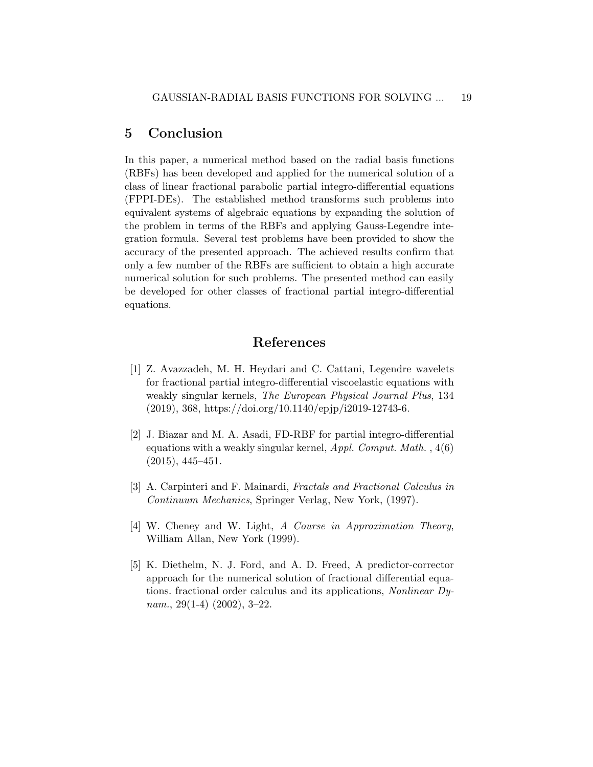## 5 Conclusion

In this paper, a numerical method based on the radial basis functions (RBFs) has been developed and applied for the numerical solution of a class of linear fractional parabolic partial integro-differential equations (FPPI-DEs). The established method transforms such problems into equivalent systems of algebraic equations by expanding the solution of the problem in terms of the RBFs and applying Gauss-Legendre integration formula. Several test problems have been provided to show the accuracy of the presented approach. The achieved results confirm that only a few number of the RBFs are sufficient to obtain a high accurate numerical solution for such problems. The presented method can easily be developed for other classes of fractional partial integro-differential equations.

## References

[1] Z. Avazzadeh, M. H. Heydari and C. Cattani, Legendre wavelets for fractional partial integro-differential viscoelastic equations with weakly singular kernels, *The European Physical Journal Plus*, 134 (2019), 368, https://doi.org/10.1140/epjp/i2019-12743-6.

[2] J. Biazar and M. A. Asadi, FD-RBF for partial integro-differential equations with a weakly singular kernel, *Appl. Comput. Math.* , 4(6) (2015), 445–451.

[3] A. Carpinteri and F. Mainardi, *Fractals and Fractional Calculus in Continuum Mechanics*, Springer Verlag, New York, (1997).

[4] W. Cheney and W. Light, *A Course in Approximation Theory*, William Allan, New York (1999).

[5] K. Diethelm, N. J. Ford, and A. D. Freed, A predictor-corrector approach for the numerical solution of fractional differential equations. fractional order calculus and its applications, *Nonlinear Dynam.*, 29(1-4) (2002), 3–22.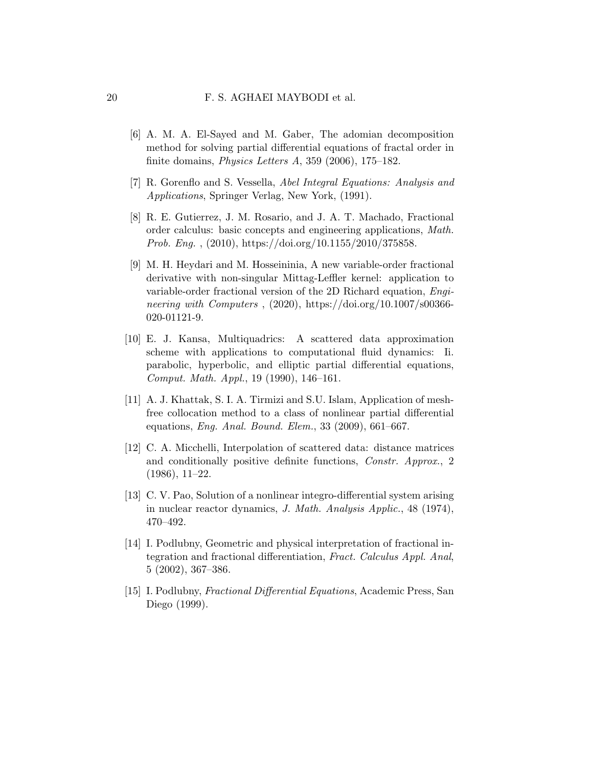[6] A. M. A. El-Sayed and M. Gaber, The adomian decomposition method for solving partial differential equations of fractal order in finite domains, *Physics Letters A*, 359 (2006), 175–182.

[7] R. Gorenflo and S. Vessella, *Abel Integral Equations: Analysis and Applications*, Springer Verlag, New York, (1991).

[8] R. E. Gutierrez, J. M. Rosario, and J. A. T. Machado, Fractional order calculus: basic concepts and engineering applications, *Math. Prob. Eng.* , (2010), https://doi.org/10.1155/2010/375858.

[9] M. H. Heydari and M. Hosseininia, A new variable-order fractional derivative with non-singular Mittag-Leffler kernel: application to variable-order fractional version of the 2D Richard equation, *Engineering with Computers* , (2020), https://doi.org/10.1007/s00366-020-01121-9.

[10] E. J. Kansa, Multiquadrics: A scattered data approximation scheme with applications to computational fluid dynamics: Ii. parabolic, hyperbolic, and elliptic partial differential equations, *Comput. Math. Appl.*, 19 (1990), 146–161.

[11] A. J. Khattak, S. I. A. Tirmizi and S.U. Islam, Application of meshfree collocation method to a class of nonlinear partial differential equations, *Eng. Anal. Bound. Elem.*, 33 (2009), 661–667.

[12] C. A. Micchelli, Interpolation of scattered data: distance matrices and conditionally positive definite functions, *Constr. Approx.*, 2 (1986), 11–22.

[13] C. V. Pao, Solution of a nonlinear integro-differential system arising in nuclear reactor dynamics, *J. Math. Analysis Applic.*, 48 (1974), 470–492.

[14] I. Podlubny, Geometric and physical interpretation of fractional integration and fractional differentiation, *Fract. Calculus Appl. Anal*, 5 (2002), 367–386.

[15] I. Podlubny, *Fractional Differential Equations*, Academic Press, San Diego (1999).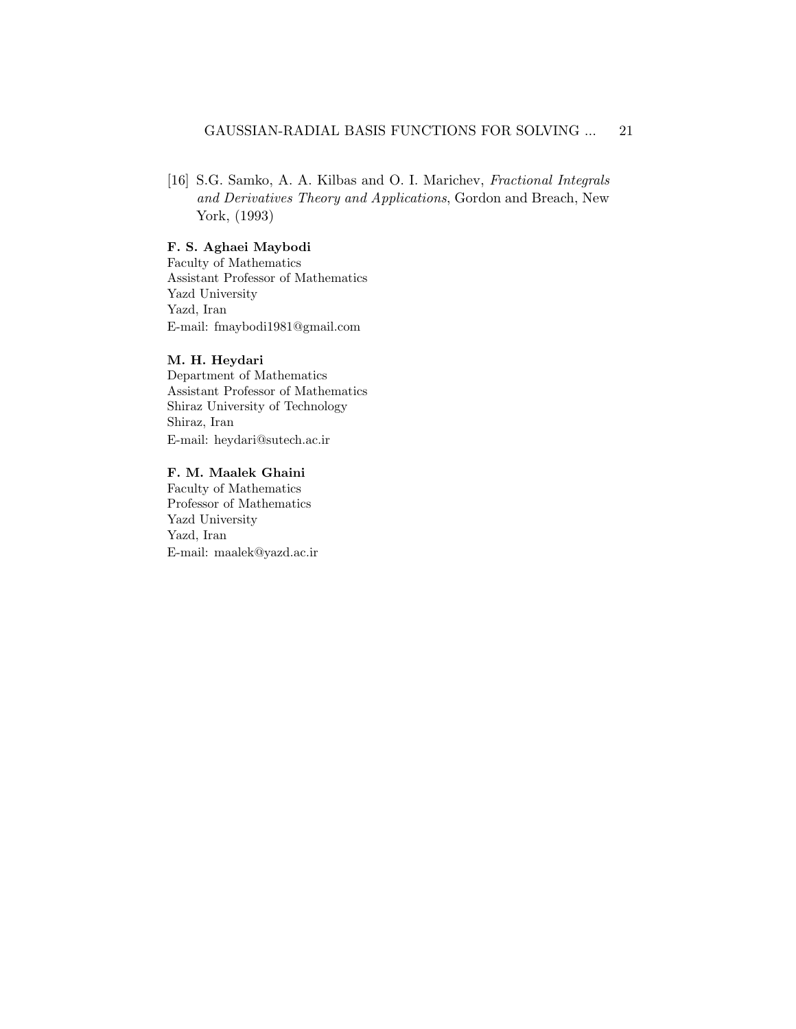[16] S.G. Samko, A. A. Kilbas and O. I. Marichev, *Fractional Integrals and Derivatives Theory and Applications*, Gordon and Breach, New York, (1993)

**F. S. Aghaei Maybodi**
Faculty of Mathematics
Assistant Professor of Mathematics
Yazd University
Yazd, Iran
E-mail: fmaybodi1981@gmail.com

**M. H. Heydari**
Department of Mathematics
Assistant Professor of Mathematics
Shiraz University of Technology
Shiraz, Iran
E-mail: heydari@sutech.ac.ir

**F. M. Maalek Ghaini**
Faculty of Mathematics
Professor of Mathematics
Yazd University
Yazd, Iran
E-mail: maalek@yazd.ac.ir